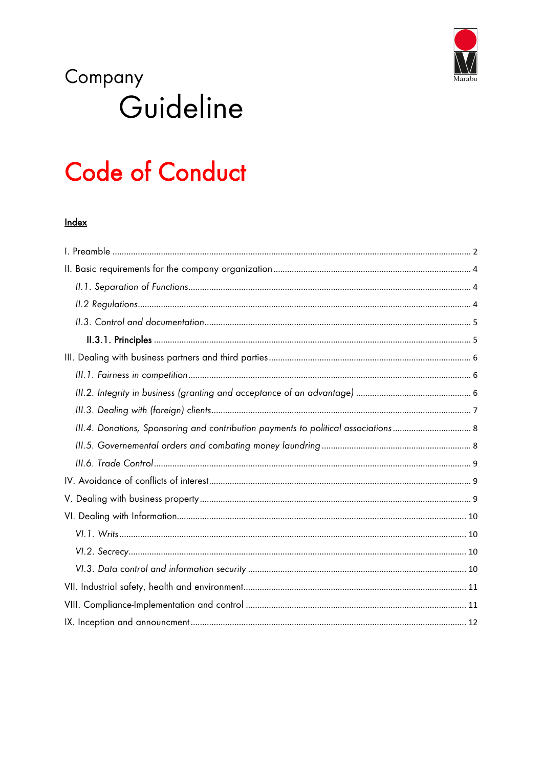Company

# Guideline

# Code of Conduct

**Index**

I. Preamble ... 2

II. Basic requirements for the company organization ... 4

*II.1. Separation of Functions* ... 4

*II.2 Regulations* ... 4

*II.3. Control and documentation* ... 5

**II.3.1. Principles** ... 5

III. Dealing with business partners and third parties ... 6

*III.1. Fairness in competition* ... 6

*III.2. Integrity in business (granting and acceptance of an advantage)* ... 6

*III.3. Dealing with (foreign) clients* ... 7

*III.4. Donations, Sponsoring and contribution payments to political associations* ... 8

*III.5. Governemental orders and combating money laundring* ... 8

*III.6. Trade Control* ... 9

IV. Avoidance of conflicts of interest ... 9

V. Dealing with business property ... 9

VI. Dealing with Information ... 10

*VI.1. Writs* ... 10

*VI.2. Secrecy* ... 10

*VI.3. Data control and information security* ... 10

VII. Industrial safety, health and environment ... 11

VIII. Compliance-Implementation and control ... 11

IX. Inception and announcment ... 12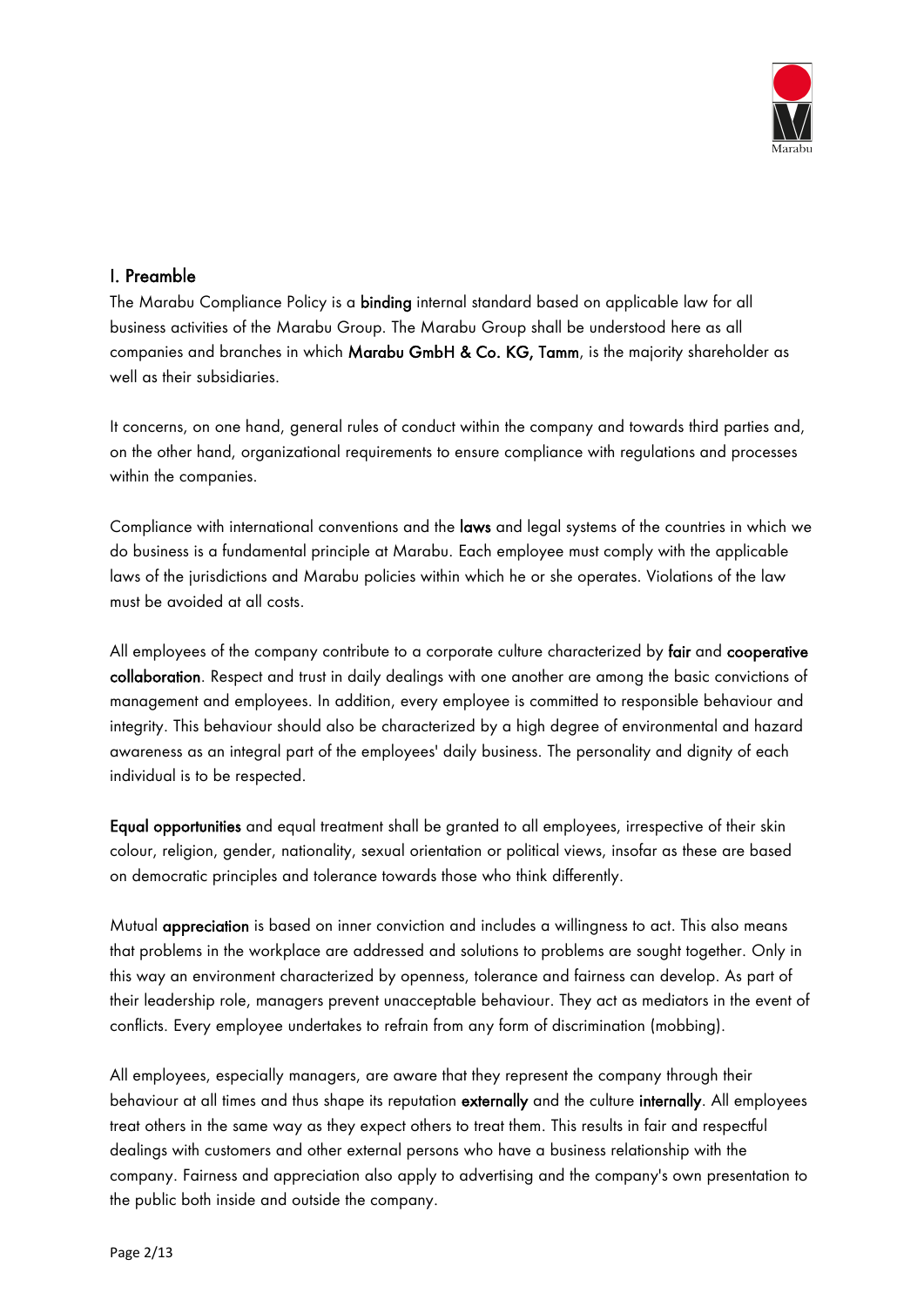## I. Preamble

The Marabu Compliance Policy is a **binding** internal standard based on applicable law for all business activities of the Marabu Group. The Marabu Group shall be understood here as all companies and branches in which **Marabu GmbH & Co. KG, Tamm**, is the majority shareholder as well as their subsidiaries.

It concerns, on one hand, general rules of conduct within the company and towards third parties and, on the other hand, organizational requirements to ensure compliance with regulations and processes within the companies.

Compliance with international conventions and the **laws** and legal systems of the countries in which we do business is a fundamental principle at Marabu. Each employee must comply with the applicable laws of the jurisdictions and Marabu policies within which he or she operates. Violations of the law must be avoided at all costs.

All employees of the company contribute to a corporate culture characterized by **fair** and **cooperative collaboration**. Respect and trust in daily dealings with one another are among the basic convictions of management and employees. In addition, every employee is committed to responsible behaviour and integrity. This behaviour should also be characterized by a high degree of environmental and hazard awareness as an integral part of the employees' daily business. The personality and dignity of each individual is to be respected.

**Equal opportunities** and equal treatment shall be granted to all employees, irrespective of their skin colour, religion, gender, nationality, sexual orientation or political views, insofar as these are based on democratic principles and tolerance towards those who think differently.

Mutual **appreciation** is based on inner conviction and includes a willingness to act. This also means that problems in the workplace are addressed and solutions to problems are sought together. Only in this way an environment characterized by openness, tolerance and fairness can develop. As part of their leadership role, managers prevent unacceptable behaviour. They act as mediators in the event of conflicts. Every employee undertakes to refrain from any form of discrimination (mobbing).

All employees, especially managers, are aware that they represent the company through their behaviour at all times and thus shape its reputation **externally** and the culture **internally**. All employees treat others in the same way as they expect others to treat them. This results in fair and respectful dealings with customers and other external persons who have a business relationship with the company. Fairness and appreciation also apply to advertising and the company's own presentation to the public both inside and outside the company.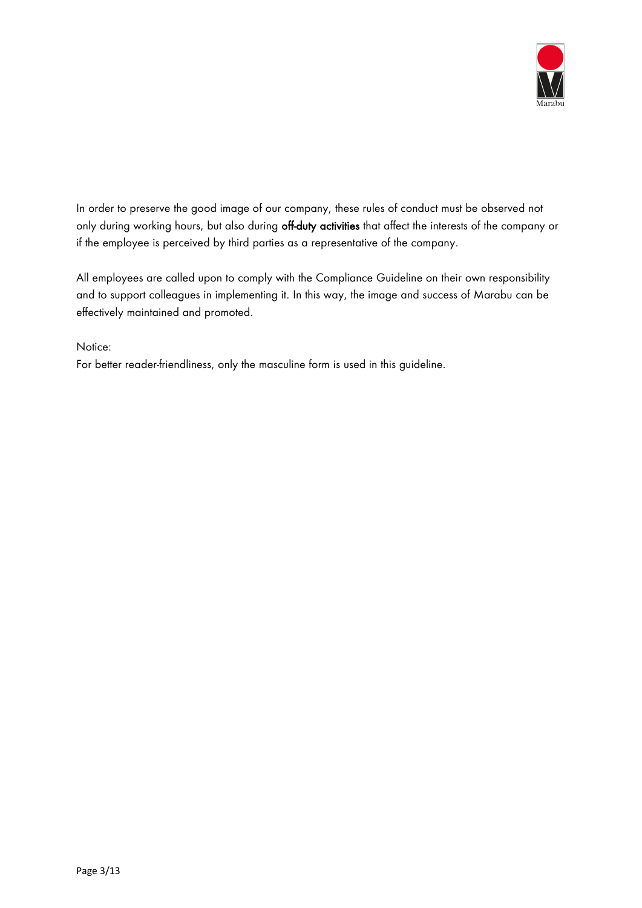In order to preserve the good image of our company, these rules of conduct must be observed not only during working hours, but also during **off-duty activities** that affect the interests of the company or if the employee is perceived by third parties as a representative of the company.

All employees are called upon to comply with the Compliance Guideline on their own responsibility and to support colleagues in implementing it. In this way, the image and success of Marabu can be effectively maintained and promoted.

Notice:
For better reader-friendliness, only the masculine form is used in this guideline.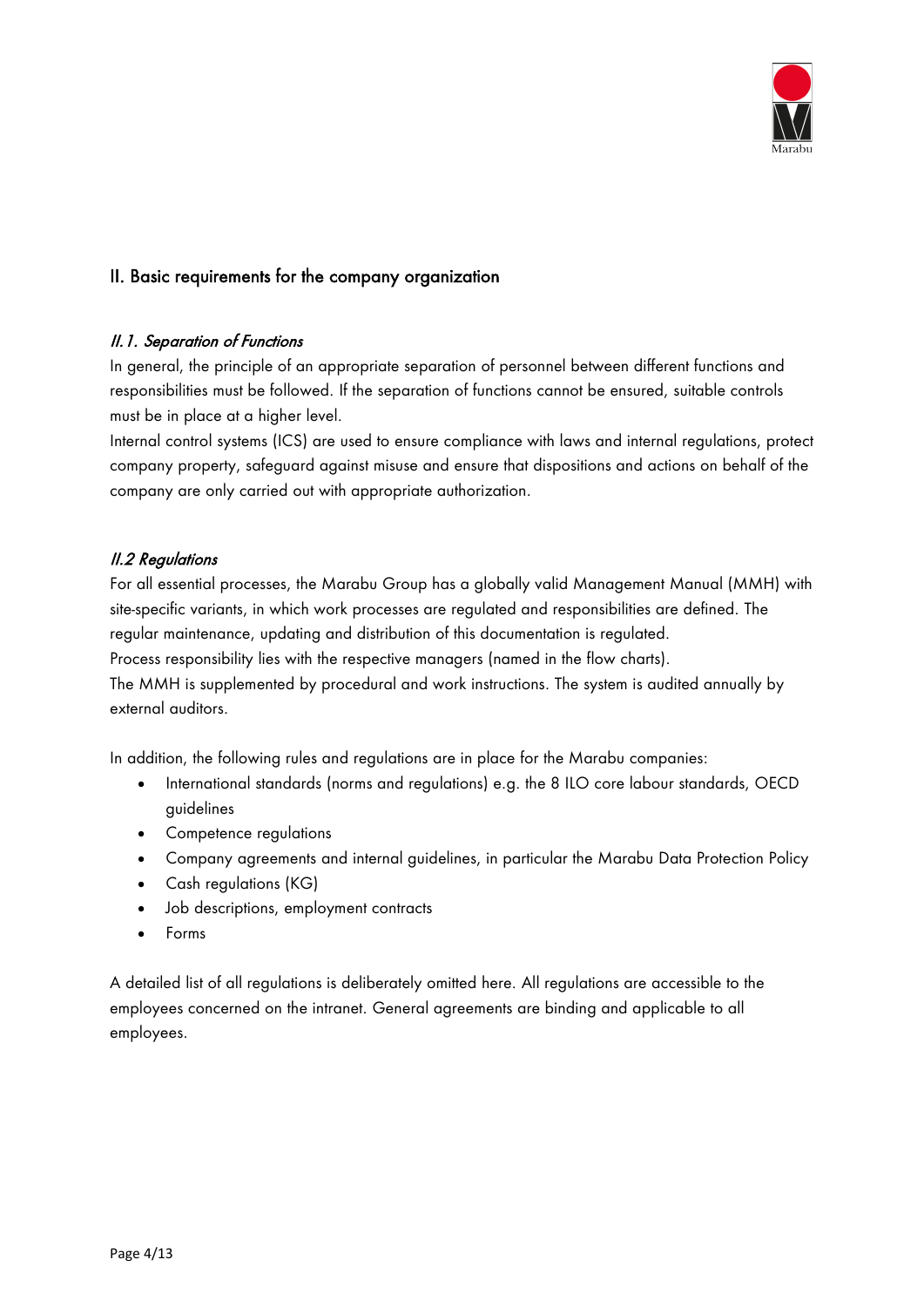## II. Basic requirements for the company organization

### *II.1. Separation of Functions*

In general, the principle of an appropriate separation of personnel between different functions and responsibilities must be followed. If the separation of functions cannot be ensured, suitable controls must be in place at a higher level.

Internal control systems (ICS) are used to ensure compliance with laws and internal regulations, protect company property, safeguard against misuse and ensure that dispositions and actions on behalf of the company are only carried out with appropriate authorization.

### *II.2 Regulations*

For all essential processes, the Marabu Group has a globally valid Management Manual (MMH) with site-specific variants, in which work processes are regulated and responsibilities are defined. The regular maintenance, updating and distribution of this documentation is regulated.

Process responsibility lies with the respective managers (named in the flow charts).

The MMH is supplemented by procedural and work instructions. The system is audited annually by external auditors.

In addition, the following rules and regulations are in place for the Marabu companies:

- International standards (norms and regulations) e.g. the 8 ILO core labour standards, OECD guidelines
- Competence regulations
- Company agreements and internal guidelines, in particular the Marabu Data Protection Policy
- Cash regulations (KG)
- Job descriptions, employment contracts
- Forms

A detailed list of all regulations is deliberately omitted here. All regulations are accessible to the employees concerned on the intranet. General agreements are binding and applicable to all employees.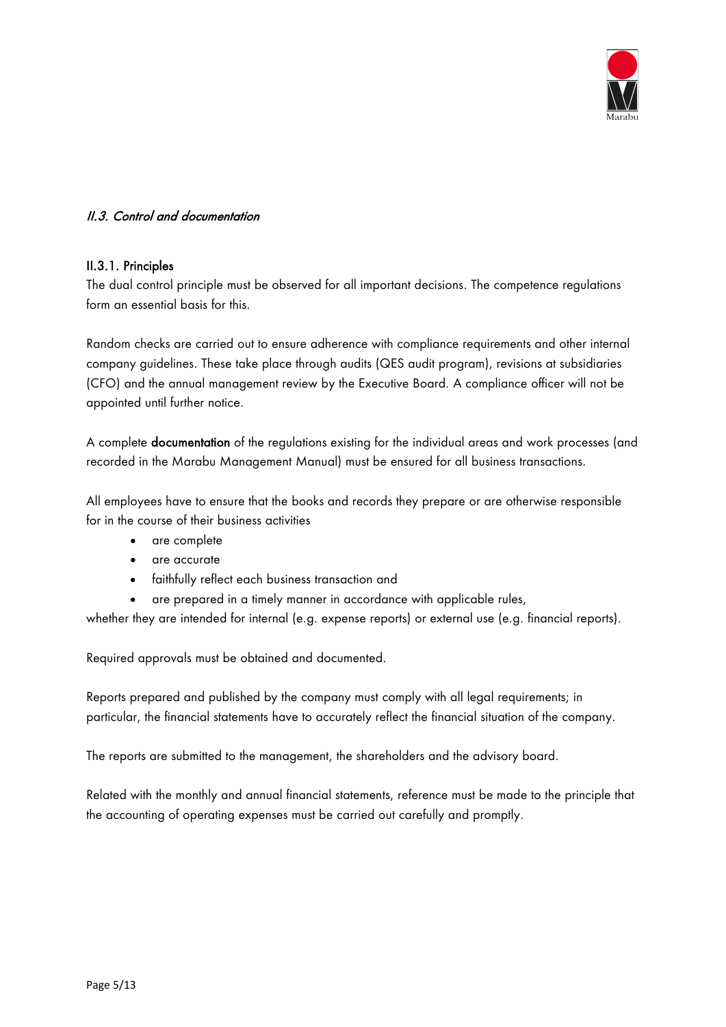## *II.3. Control and documentation*

### II.3.1. Principles

The dual control principle must be observed for all important decisions. The competence regulations form an essential basis for this.

Random checks are carried out to ensure adherence with compliance requirements and other internal company guidelines. These take place through audits (QES audit program), revisions at subsidiaries (CFO) and the annual management review by the Executive Board. A compliance officer will not be appointed until further notice.

A complete **documentation** of the regulations existing for the individual areas and work processes (and recorded in the Marabu Management Manual) must be ensured for all business transactions.

All employees have to ensure that the books and records they prepare or are otherwise responsible for in the course of their business activities

- are complete
- are accurate
- faithfully reflect each business transaction and
- are prepared in a timely manner in accordance with applicable rules,

whether they are intended for internal (e.g. expense reports) or external use (e.g. financial reports).

Required approvals must be obtained and documented.

Reports prepared and published by the company must comply with all legal requirements; in particular, the financial statements have to accurately reflect the financial situation of the company.

The reports are submitted to the management, the shareholders and the advisory board.

Related with the monthly and annual financial statements, reference must be made to the principle that the accounting of operating expenses must be carried out carefully and promptly.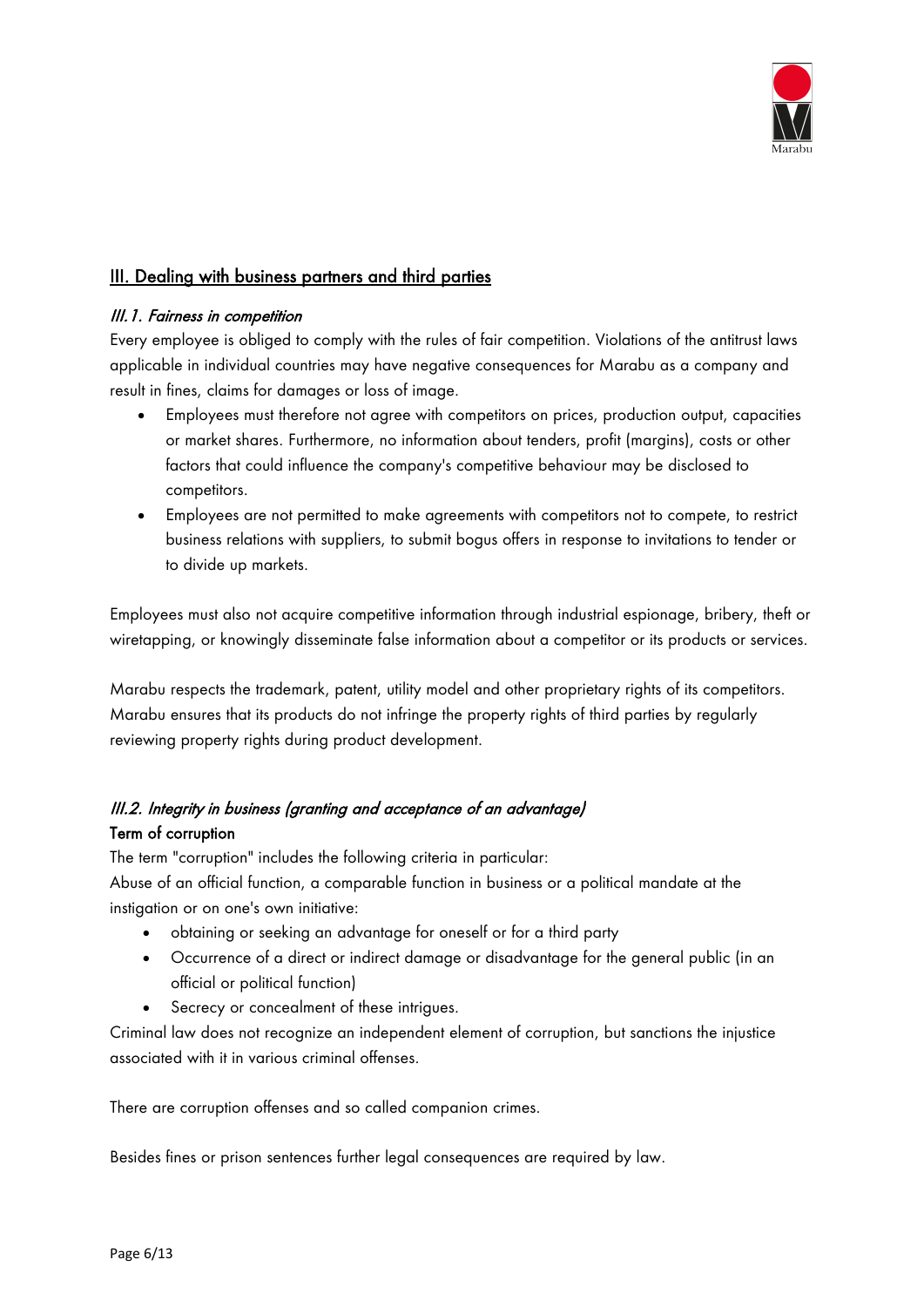## III. Dealing with business partners and third parties

### *III.1. Fairness in competition*

Every employee is obliged to comply with the rules of fair competition. Violations of the antitrust laws applicable in individual countries may have negative consequences for Marabu as a company and result in fines, claims for damages or loss of image.

- Employees must therefore not agree with competitors on prices, production output, capacities or market shares. Furthermore, no information about tenders, profit (margins), costs or other factors that could influence the company's competitive behaviour may be disclosed to competitors.
- Employees are not permitted to make agreements with competitors not to compete, to restrict business relations with suppliers, to submit bogus offers in response to invitations to tender or to divide up markets.

Employees must also not acquire competitive information through industrial espionage, bribery, theft or wiretapping, or knowingly disseminate false information about a competitor or its products or services.

Marabu respects the trademark, patent, utility model and other proprietary rights of its competitors. Marabu ensures that its products do not infringe the property rights of third parties by regularly reviewing property rights during product development.

### *III.2. Integrity in business (granting and acceptance of an advantage)*

**Term of corruption**

The term "corruption" includes the following criteria in particular:
Abuse of an official function, a comparable function in business or a political mandate at the instigation or on one's own initiative:

- obtaining or seeking an advantage for oneself or for a third party
- Occurrence of a direct or indirect damage or disadvantage for the general public (in an official or political function)
- Secrecy or concealment of these intrigues.

Criminal law does not recognize an independent element of corruption, but sanctions the injustice associated with it in various criminal offenses.

There are corruption offenses and so called companion crimes.

Besides fines or prison sentences further legal consequences are required by law.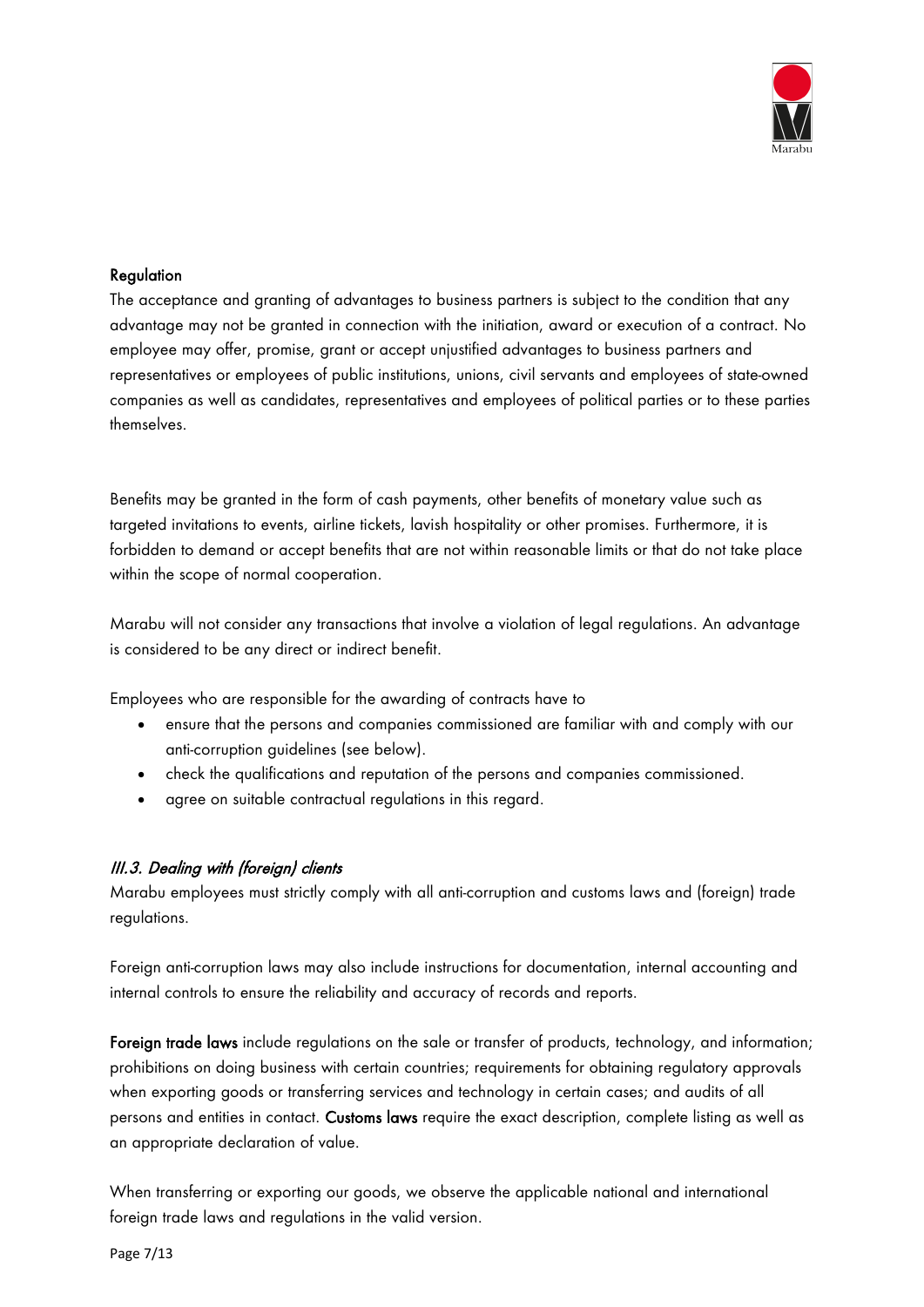**Regulation**

The acceptance and granting of advantages to business partners is subject to the condition that any advantage may not be granted in connection with the initiation, award or execution of a contract. No employee may offer, promise, grant or accept unjustified advantages to business partners and representatives or employees of public institutions, unions, civil servants and employees of state-owned companies as well as candidates, representatives and employees of political parties or to these parties themselves.

Benefits may be granted in the form of cash payments, other benefits of monetary value such as targeted invitations to events, airline tickets, lavish hospitality or other promises. Furthermore, it is forbidden to demand or accept benefits that are not within reasonable limits or that do not take place within the scope of normal cooperation.

Marabu will not consider any transactions that involve a violation of legal regulations. An advantage is considered to be any direct or indirect benefit.

Employees who are responsible for the awarding of contracts have to

- ensure that the persons and companies commissioned are familiar with and comply with our anti-corruption guidelines (see below).
- check the qualifications and reputation of the persons and companies commissioned.
- agree on suitable contractual regulations in this regard.

### *III.3. Dealing with (foreign) clients*

Marabu employees must strictly comply with all anti-corruption and customs laws and (foreign) trade regulations.

Foreign anti-corruption laws may also include instructions for documentation, internal accounting and internal controls to ensure the reliability and accuracy of records and reports.

**Foreign trade laws** include regulations on the sale or transfer of products, technology, and information; prohibitions on doing business with certain countries; requirements for obtaining regulatory approvals when exporting goods or transferring services and technology in certain cases; and audits of all persons and entities in contact. **Customs laws** require the exact description, complete listing as well as an appropriate declaration of value.

When transferring or exporting our goods, we observe the applicable national and international foreign trade laws and regulations in the valid version.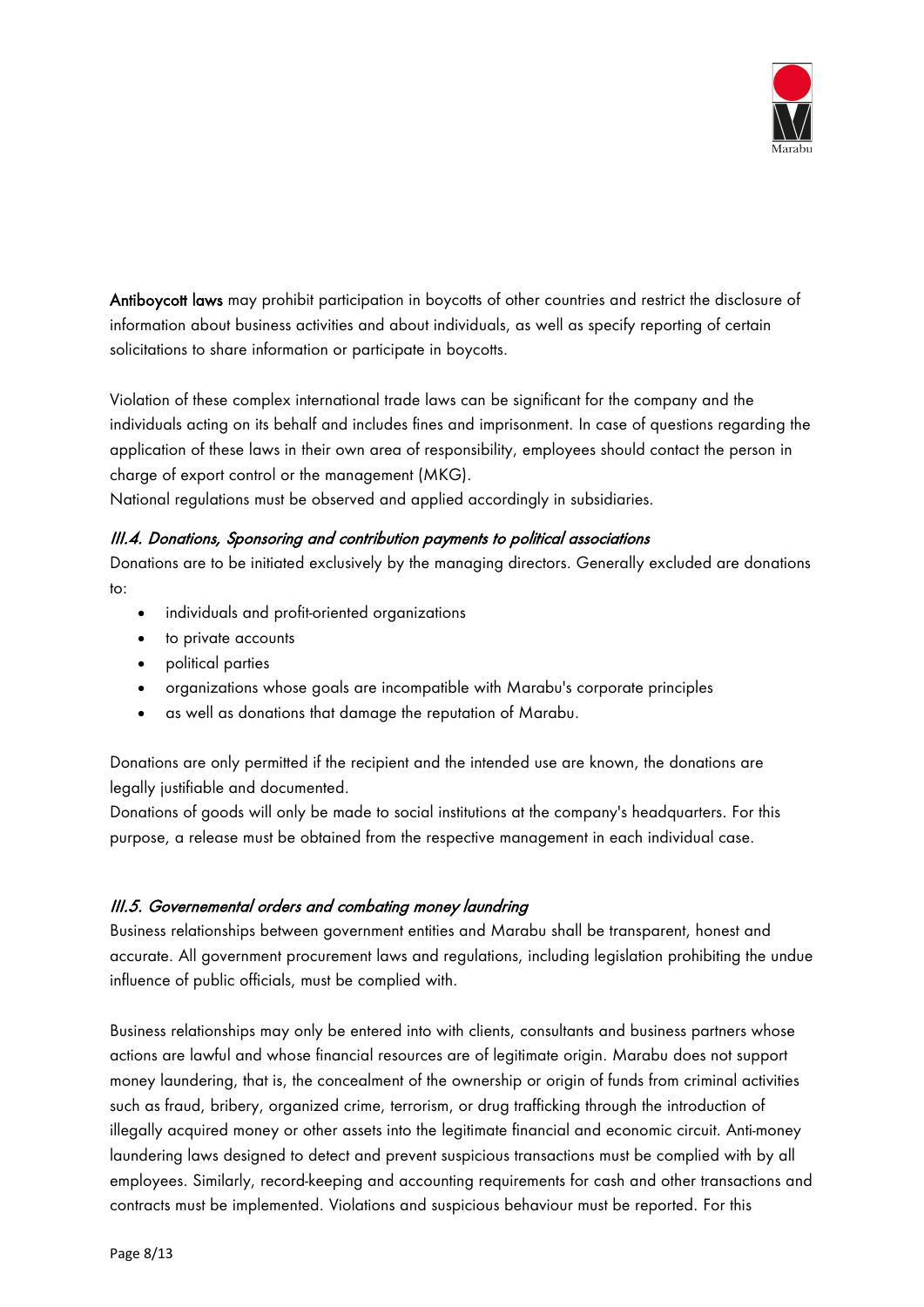**Antiboycott laws** may prohibit participation in boycotts of other countries and restrict the disclosure of information about business activities and about individuals, as well as specify reporting of certain solicitations to share information or participate in boycotts.

Violation of these complex international trade laws can be significant for the company and the individuals acting on its behalf and includes fines and imprisonment. In case of questions regarding the application of these laws in their own area of responsibility, employees should contact the person in charge of export control or the management (MKG).
National regulations must be observed and applied accordingly in subsidiaries.

### *III.4. Donations, Sponsoring and contribution payments to political associations*

Donations are to be initiated exclusively by the managing directors. Generally excluded are donations to:

- individuals and profit-oriented organizations
- to private accounts
- political parties
- organizations whose goals are incompatible with Marabu's corporate principles
- as well as donations that damage the reputation of Marabu.

Donations are only permitted if the recipient and the intended use are known, the donations are legally justifiable and documented.
Donations of goods will only be made to social institutions at the company's headquarters. For this purpose, a release must be obtained from the respective management in each individual case.

### *III.5. Governemental orders and combating money laundring*

Business relationships between government entities and Marabu shall be transparent, honest and accurate. All government procurement laws and regulations, including legislation prohibiting the undue influence of public officials, must be complied with.

Business relationships may only be entered into with clients, consultants and business partners whose actions are lawful and whose financial resources are of legitimate origin. Marabu does not support money laundering, that is, the concealment of the ownership or origin of funds from criminal activities such as fraud, bribery, organized crime, terrorism, or drug trafficking through the introduction of illegally acquired money or other assets into the legitimate financial and economic circuit. Anti-money laundering laws designed to detect and prevent suspicious transactions must be complied with by all employees. Similarly, record-keeping and accounting requirements for cash and other transactions and contracts must be implemented. Violations and suspicious behaviour must be reported. For this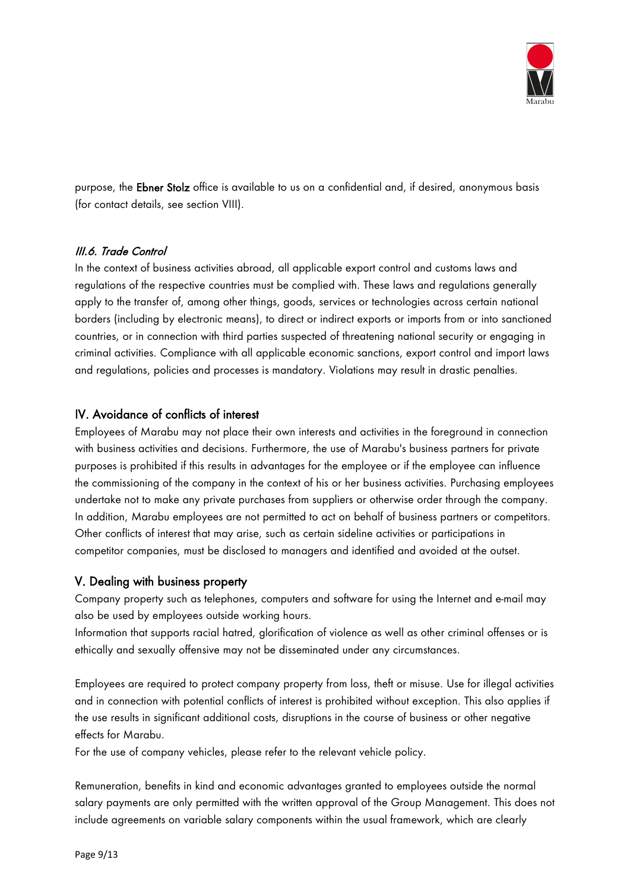purpose, the **Ebner Stolz** office is available to us on a confidential and, if desired, anonymous basis (for contact details, see section VIII).

### *III.6. Trade Control*

In the context of business activities abroad, all applicable export control and customs laws and regulations of the respective countries must be complied with. These laws and regulations generally apply to the transfer of, among other things, goods, services or technologies across certain national borders (including by electronic means), to direct or indirect exports or imports from or into sanctioned countries, or in connection with third parties suspected of threatening national security or engaging in criminal activities. Compliance with all applicable economic sanctions, export control and import laws and regulations, policies and processes is mandatory. Violations may result in drastic penalties.

## IV. Avoidance of conflicts of interest

Employees of Marabu may not place their own interests and activities in the foreground in connection with business activities and decisions. Furthermore, the use of Marabu's business partners for private purposes is prohibited if this results in advantages for the employee or if the employee can influence the commissioning of the company in the context of his or her business activities. Purchasing employees undertake not to make any private purchases from suppliers or otherwise order through the company. In addition, Marabu employees are not permitted to act on behalf of business partners or competitors. Other conflicts of interest that may arise, such as certain sideline activities or participations in competitor companies, must be disclosed to managers and identified and avoided at the outset.

## V. Dealing with business property

Company property such as telephones, computers and software for using the Internet and e-mail may also be used by employees outside working hours.
Information that supports racial hatred, glorification of violence as well as other criminal offenses or is ethically and sexually offensive may not be disseminated under any circumstances.

Employees are required to protect company property from loss, theft or misuse. Use for illegal activities and in connection with potential conflicts of interest is prohibited without exception. This also applies if the use results in significant additional costs, disruptions in the course of business or other negative effects for Marabu.
For the use of company vehicles, please refer to the relevant vehicle policy.

Remuneration, benefits in kind and economic advantages granted to employees outside the normal salary payments are only permitted with the written approval of the Group Management. This does not include agreements on variable salary components within the usual framework, which are clearly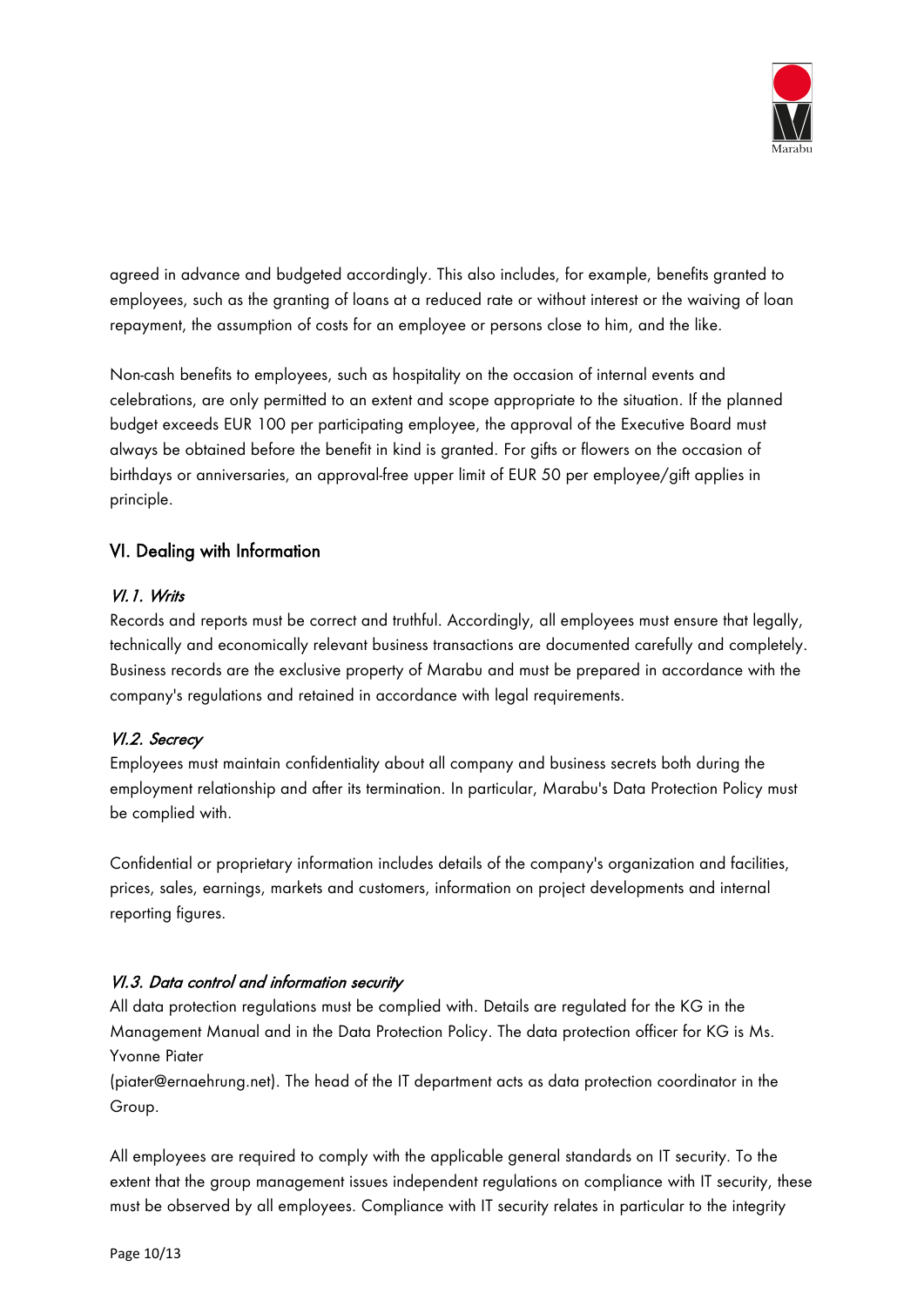agreed in advance and budgeted accordingly. This also includes, for example, benefits granted to employees, such as the granting of loans at a reduced rate or without interest or the waiving of loan repayment, the assumption of costs for an employee or persons close to him, and the like.

Non-cash benefits to employees, such as hospitality on the occasion of internal events and celebrations, are only permitted to an extent and scope appropriate to the situation. If the planned budget exceeds EUR 100 per participating employee, the approval of the Executive Board must always be obtained before the benefit in kind is granted. For gifts or flowers on the occasion of birthdays or anniversaries, an approval-free upper limit of EUR 50 per employee/gift applies in principle.

## VI. Dealing with Information

### *VI.1. Writs*

Records and reports must be correct and truthful. Accordingly, all employees must ensure that legally, technically and economically relevant business transactions are documented carefully and completely. Business records are the exclusive property of Marabu and must be prepared in accordance with the company's regulations and retained in accordance with legal requirements.

### *VI.2. Secrecy*

Employees must maintain confidentiality about all company and business secrets both during the employment relationship and after its termination. In particular, Marabu's Data Protection Policy must be complied with.

Confidential or proprietary information includes details of the company's organization and facilities, prices, sales, earnings, markets and customers, information on project developments and internal reporting figures.

### *VI.3. Data control and information security*

All data protection regulations must be complied with. Details are regulated for the KG in the Management Manual and in the Data Protection Policy. The data protection officer for KG is Ms. Yvonne Piater
(piater@ernaehrung.net). The head of the IT department acts as data protection coordinator in the Group.

All employees are required to comply with the applicable general standards on IT security. To the extent that the group management issues independent regulations on compliance with IT security, these must be observed by all employees. Compliance with IT security relates in particular to the integrity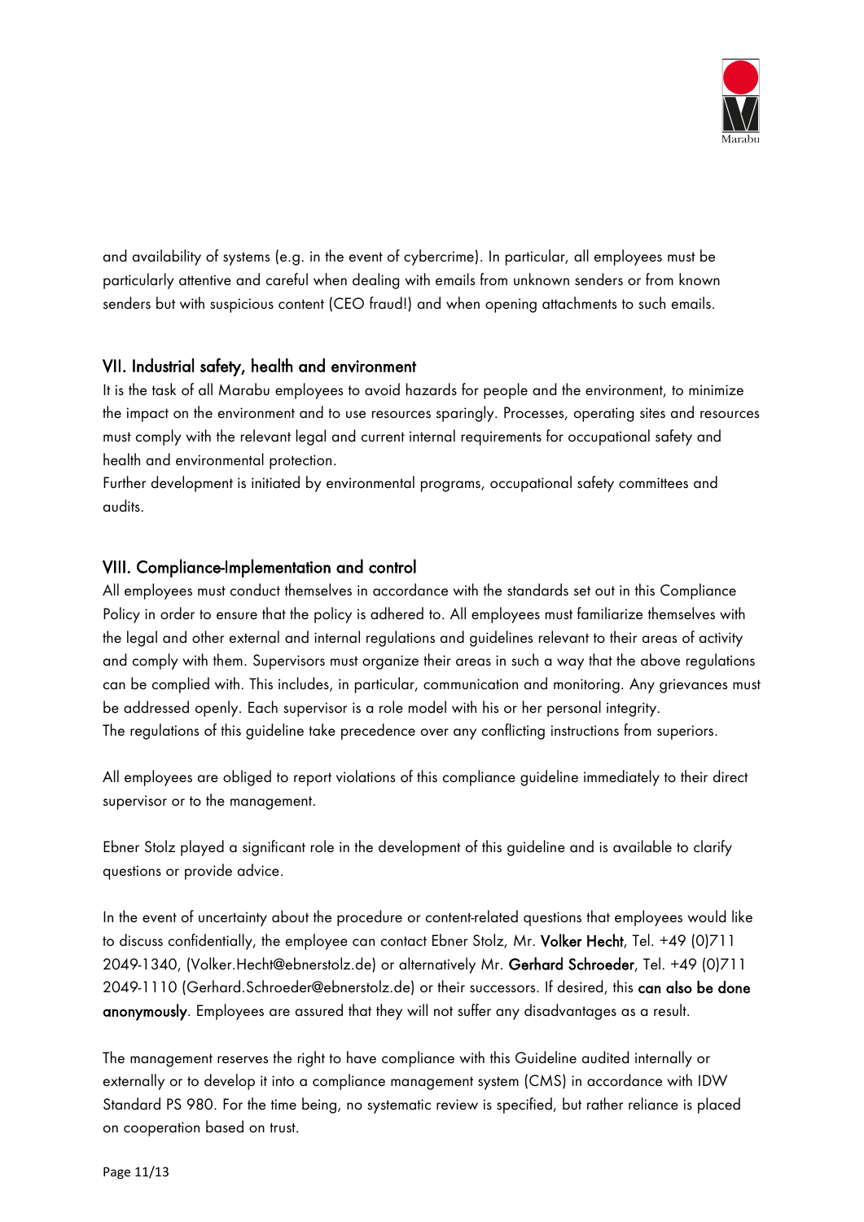and availability of systems (e.g. in the event of cybercrime). In particular, all employees must be particularly attentive and careful when dealing with emails from unknown senders or from known senders but with suspicious content (CEO fraud!) and when opening attachments to such emails.

## VII. Industrial safety, health and environment

It is the task of all Marabu employees to avoid hazards for people and the environment, to minimize the impact on the environment and to use resources sparingly. Processes, operating sites and resources must comply with the relevant legal and current internal requirements for occupational safety and health and environmental protection.
Further development is initiated by environmental programs, occupational safety committees and audits.

## VIII. Compliance-Implementation and control

All employees must conduct themselves in accordance with the standards set out in this Compliance Policy in order to ensure that the policy is adhered to. All employees must familiarize themselves with the legal and other external and internal regulations and guidelines relevant to their areas of activity and comply with them. Supervisors must organize their areas in such a way that the above regulations can be complied with. This includes, in particular, communication and monitoring. Any grievances must be addressed openly. Each supervisor is a role model with his or her personal integrity.
The regulations of this guideline take precedence over any conflicting instructions from superiors.

All employees are obliged to report violations of this compliance guideline immediately to their direct supervisor or to the management.

Ebner Stolz played a significant role in the development of this guideline and is available to clarify questions or provide advice.

In the event of uncertainty about the procedure or content-related questions that employees would like to discuss confidentially, the employee can contact Ebner Stolz, Mr. **Volker Hecht**, Tel. +49 (0)711 2049-1340, (Volker.Hecht@ebnerstolz.de) or alternatively Mr. **Gerhard Schroeder**, Tel. +49 (0)711 2049-1110 (Gerhard.Schroeder@ebnerstolz.de) or their successors. If desired, this **can also be done anonymously**. Employees are assured that they will not suffer any disadvantages as a result.

The management reserves the right to have compliance with this Guideline audited internally or externally or to develop it into a compliance management system (CMS) in accordance with IDW Standard PS 980. For the time being, no systematic review is specified, but rather reliance is placed on cooperation based on trust.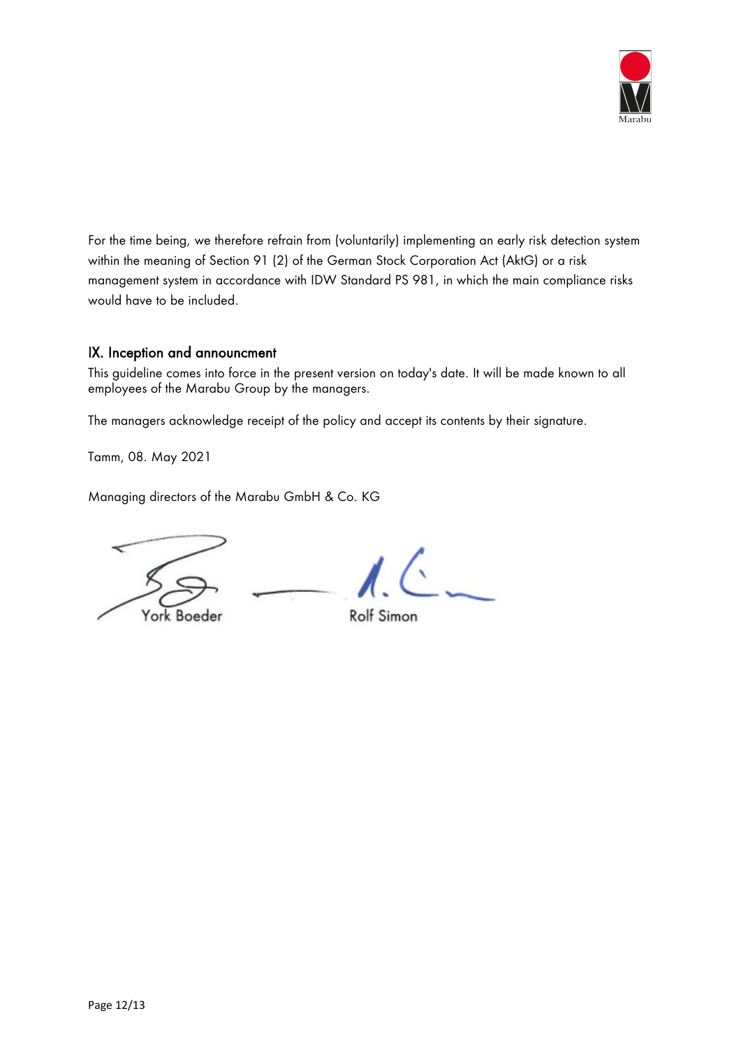For the time being, we therefore refrain from (voluntarily) implementing an early risk detection system within the meaning of Section 91 (2) of the German Stock Corporation Act (AktG) or a risk management system in accordance with IDW Standard PS 981, in which the main compliance risks would have to be included.

## IX. Inception and announcment

This guideline comes into force in the present version on today's date. It will be made known to all employees of the Marabu Group by the managers.

The managers acknowledge receipt of the policy and accept its contents by their signature.

Tamm, 08. May 2021

Managing directors of the Marabu GmbH & Co. KG

York Boeder

Rolf Simon